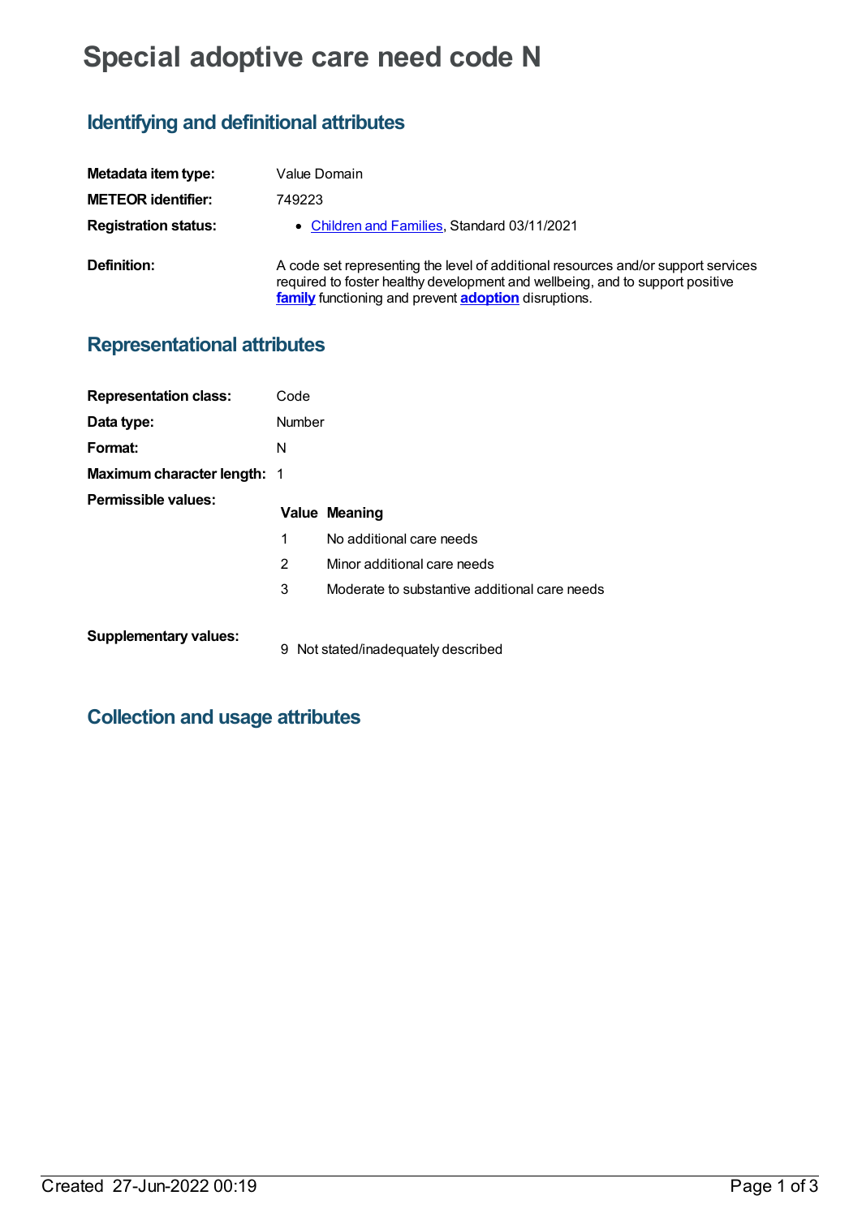# Special adoptive care need code N

## Identifying and definitional attributes

| | |
|---|---|
| **Metadata item type:** | Value Domain |
| **METEOR identifier:** | 749223 |
| **Registration status:** | • Children and Families, Standard 03/11/2021 |
| **Definition:** | A code set representing the level of additional resources and/or support services required to foster healthy development and wellbeing, and to support positive **family** functioning and prevent **adoption** disruptions. |

## Representational attributes

| | |
|---|---|
| **Representation class:** | Code |
| **Data type:** | Number |
| **Format:** | N |
| **Maximum character length:** | 1 |

**Permissible values:**

| Value | Meaning |
|---|---|
| 1 | No additional care needs |
| 2 | Minor additional care needs |
| 3 | Moderate to substantive additional care needs |

**Supplementary values:**

| Value | Meaning |
|---|---|
| 9 | Not stated/inadequately described |

## Collection and usage attributes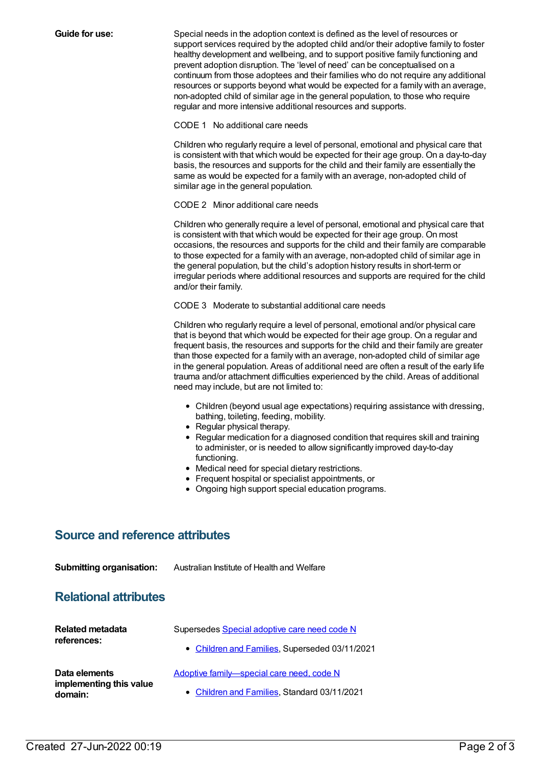**Guide for use:**

Special needs in the adoption context is defined as the level of resources or support services required by the adopted child and/or their adoptive family to foster healthy development and wellbeing, and to support positive family functioning and prevent adoption disruption. The 'level of need' can be conceptualised on a continuum from those adoptees and their families who do not require any additional resources or supports beyond what would be expected for a family with an average, non-adopted child of similar age in the general population, to those who require regular and more intensive additional resources and supports.

CODE 1 No additional care needs

Children who regularly require a level of personal, emotional and physical care that is consistent with that which would be expected for their age group. On a day-to-day basis, the resources and supports for the child and their family are essentially the same as would be expected for a family with an average, non-adopted child of similar age in the general population.

CODE 2 Minor additional care needs

Children who generally require a level of personal, emotional and physical care that is consistent with that which would be expected for their age group. On most occasions, the resources and supports for the child and their family are comparable to those expected for a family with an average, non-adopted child of similar age in the general population, but the child's adoption history results in short-term or irregular periods where additional resources and supports are required for the child and/or their family.

CODE 3 Moderate to substantial additional care needs

Children who regularly require a level of personal, emotional and/or physical care that is beyond that which would be expected for their age group. On a regular and frequent basis, the resources and supports for the child and their family are greater than those expected for a family with an average, non-adopted child of similar age in the general population. Areas of additional need are often a result of the early life trauma and/or attachment difficulties experienced by the child. Areas of additional need may include, but are not limited to:

- Children (beyond usual age expectations) requiring assistance with dressing, bathing, toileting, feeding, mobility.
- Regular physical therapy.
- Regular medication for a diagnosed condition that requires skill and training to administer, or is needed to allow significantly improved day-to-day functioning.
- Medical need for special dietary restrictions.
- Frequent hospital or specialist appointments, or
- Ongoing high support special education programs.

## Source and reference attributes

**Submitting organisation:** Australian Institute of Health and Welfare

## Relational attributes

**Related metadata references:**

Supersedes Special adoptive care need code N

- Children and Families, Superseded 03/11/2021

**Data elements implementing this value domain:**

Adoptive family—special care need, code N

- Children and Families, Standard 03/11/2021